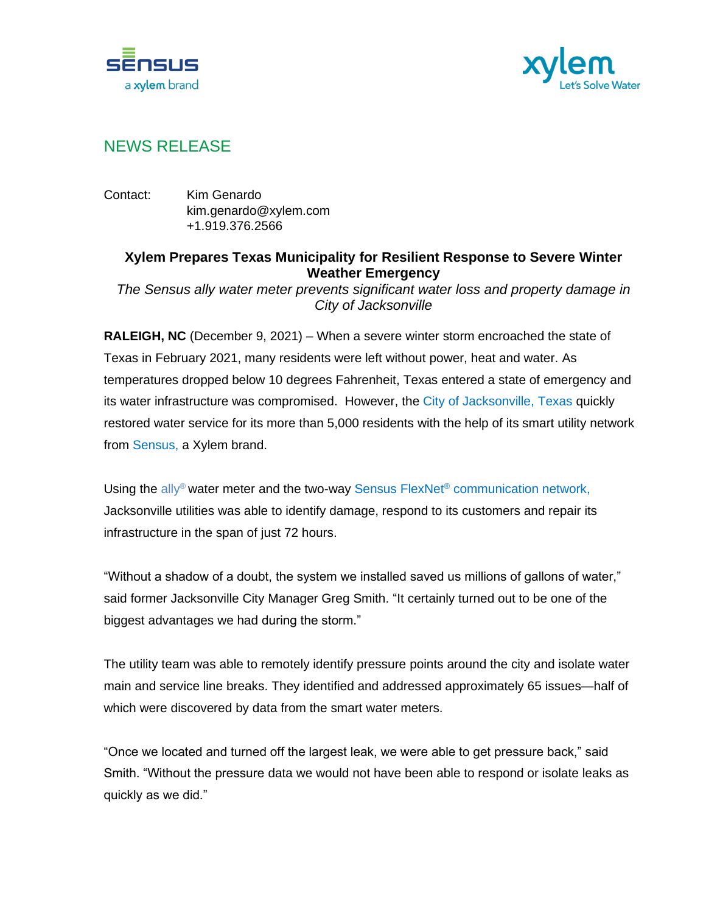sensus
a xylem brand

xylem
Let's Solve Water

## NEWS RELEASE

Contact: Kim Genardo
kim.genardo@xylem.com
+1.919.376.2566

**Xylem Prepares Texas Municipality for Resilient Response to Severe Winter Weather Emergency**

*The Sensus ally water meter prevents significant water loss and property damage in City of Jacksonville*

**RALEIGH, NC** (December 9, 2021) – When a severe winter storm encroached the state of Texas in February 2021, many residents were left without power, heat and water. As temperatures dropped below 10 degrees Fahrenheit, Texas entered a state of emergency and its water infrastructure was compromised. However, the City of Jacksonville, Texas quickly restored water service for its more than 5,000 residents with the help of its smart utility network from Sensus, a Xylem brand.

Using the ally® water meter and the two-way Sensus FlexNet® communication network, Jacksonville utilities was able to identify damage, respond to its customers and repair its infrastructure in the span of just 72 hours.

"Without a shadow of a doubt, the system we installed saved us millions of gallons of water," said former Jacksonville City Manager Greg Smith. "It certainly turned out to be one of the biggest advantages we had during the storm."

The utility team was able to remotely identify pressure points around the city and isolate water main and service line breaks. They identified and addressed approximately 65 issues—half of which were discovered by data from the smart water meters.

"Once we located and turned off the largest leak, we were able to get pressure back," said Smith. "Without the pressure data we would not have been able to respond or isolate leaks as quickly as we did."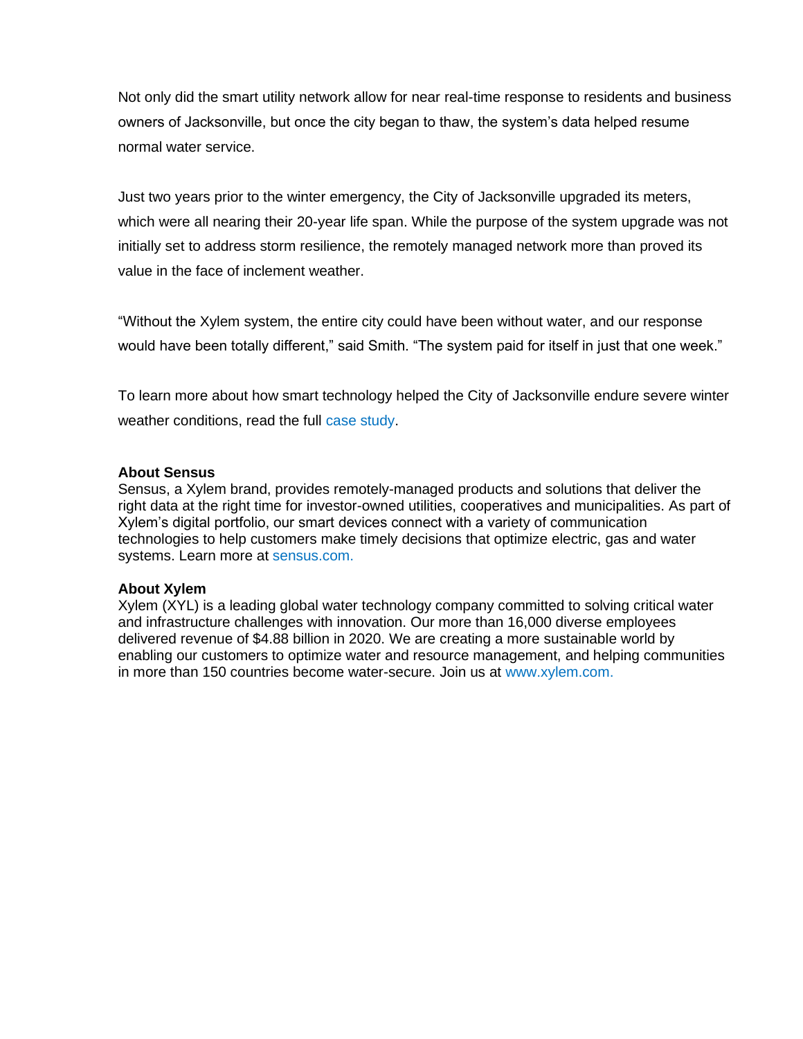Not only did the smart utility network allow for near real-time response to residents and business owners of Jacksonville, but once the city began to thaw, the system's data helped resume normal water service.

Just two years prior to the winter emergency, the City of Jacksonville upgraded its meters, which were all nearing their 20-year life span. While the purpose of the system upgrade was not initially set to address storm resilience, the remotely managed network more than proved its value in the face of inclement weather.

"Without the Xylem system, the entire city could have been without water, and our response would have been totally different," said Smith. "The system paid for itself in just that one week."

To learn more about how smart technology helped the City of Jacksonville endure severe winter weather conditions, read the full case study.

**About Sensus**
Sensus, a Xylem brand, provides remotely-managed products and solutions that deliver the right data at the right time for investor-owned utilities, cooperatives and municipalities. As part of Xylem's digital portfolio, our smart devices connect with a variety of communication technologies to help customers make timely decisions that optimize electric, gas and water systems. Learn more at sensus.com.

**About Xylem**
Xylem (XYL) is a leading global water technology company committed to solving critical water and infrastructure challenges with innovation. Our more than 16,000 diverse employees delivered revenue of $4.88 billion in 2020. We are creating a more sustainable world by enabling our customers to optimize water and resource management, and helping communities in more than 150 countries become water-secure. Join us at www.xylem.com.